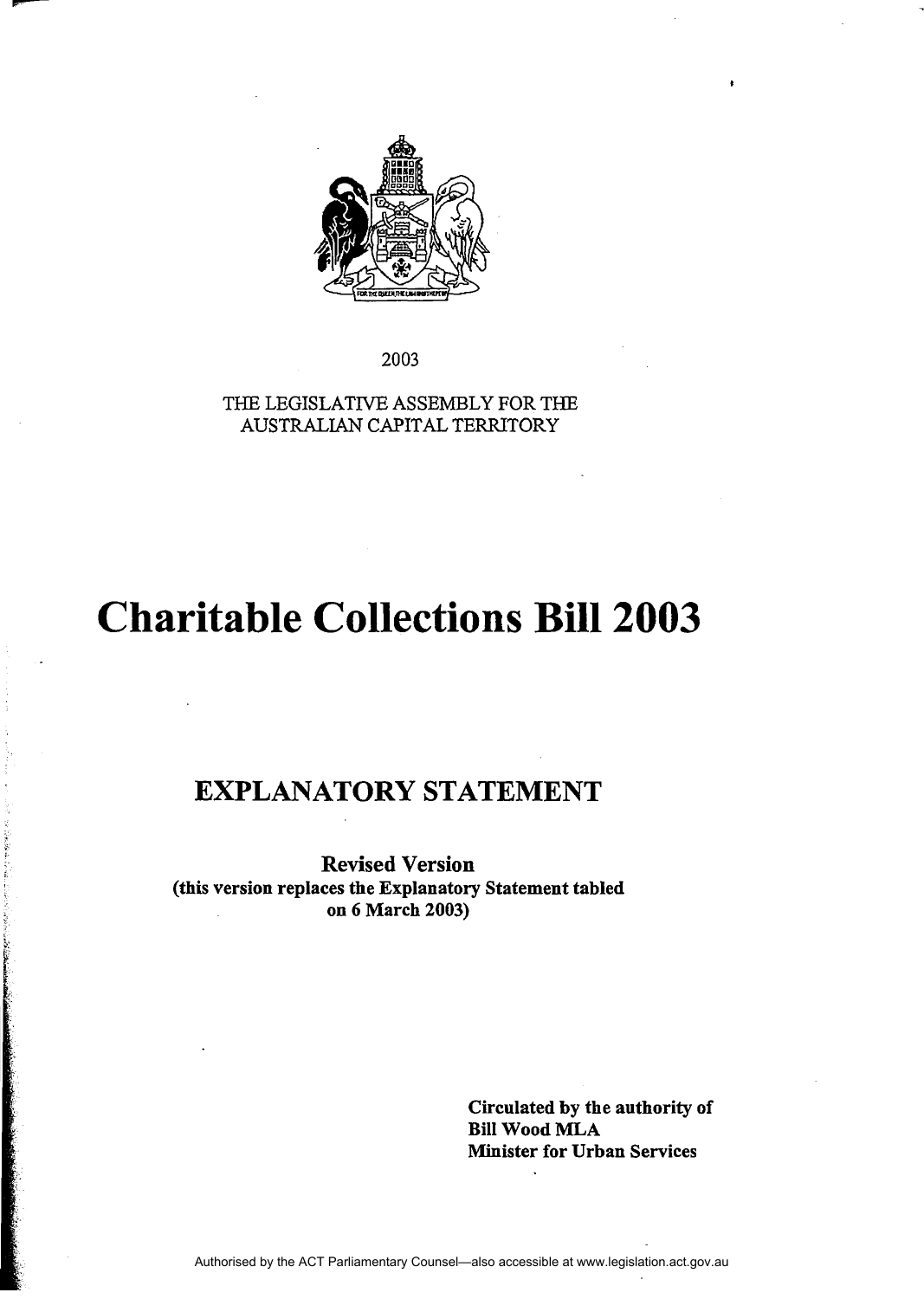2003

THE LEGISLATIVE ASSEMBLY FOR THE AUSTRALIAN CAPITAL TERRITORY

# Charitable Collections Bill 2003

## EXPLANATORY STATEMENT

**Revised Version**
**(this version replaces the Explanatory Statement tabled on 6 March 2003)**

**Circulated by the authority of**
**Bill Wood MLA**
**Minister for Urban Services**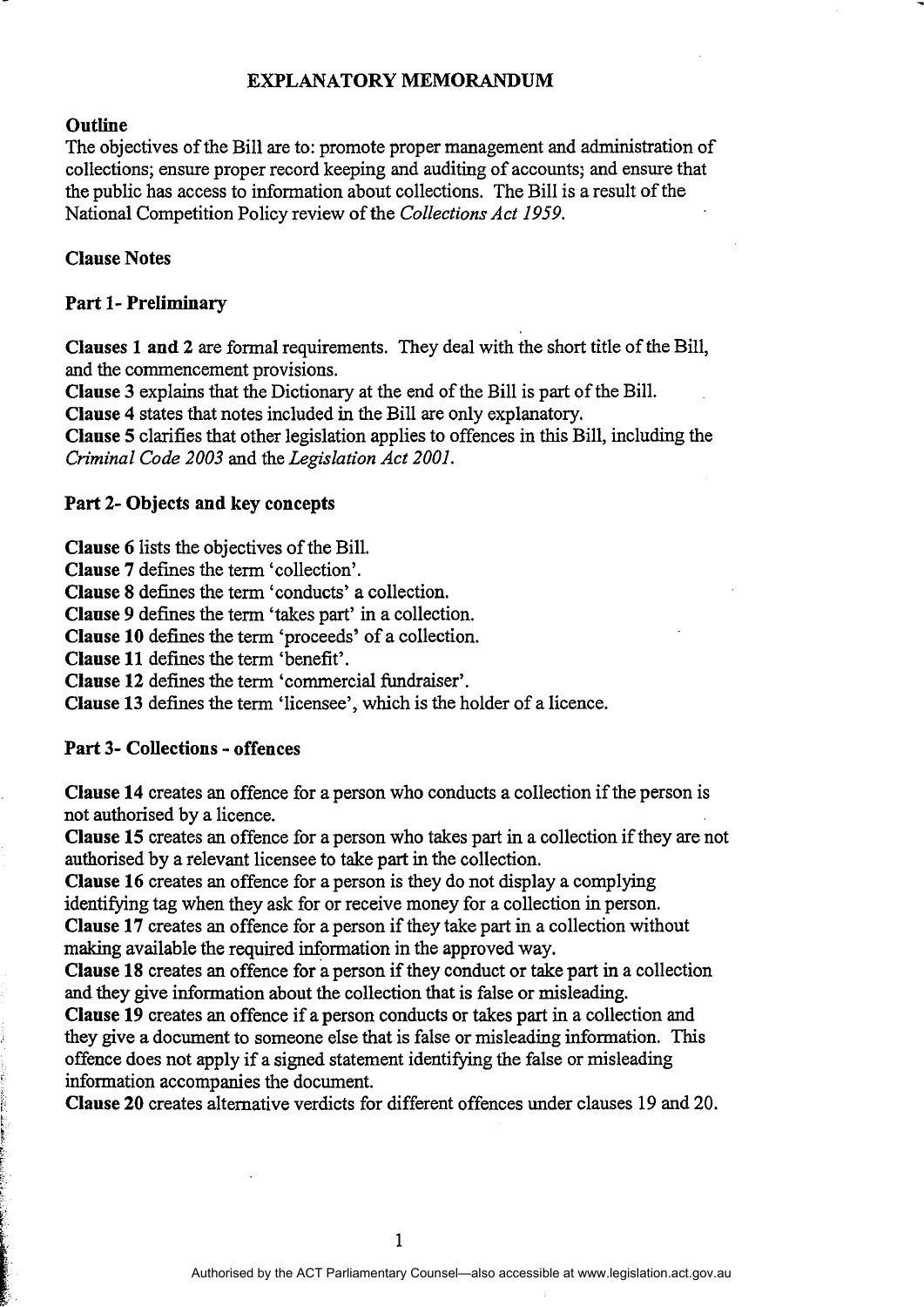## EXPLANATORY MEMORANDUM

### Outline

The objectives of the Bill are to: promote proper management and administration of collections; ensure proper record keeping and auditing of accounts; and ensure that the public has access to information about collections. The Bill is a result of the National Competition Policy review of the *Collections Act 1959*.

### Clause Notes

### Part 1- Preliminary

**Clauses 1 and 2** are formal requirements. They deal with the short title of the Bill, and the commencement provisions.
**Clause 3** explains that the Dictionary at the end of the Bill is part of the Bill.
**Clause 4** states that notes included in the Bill are only explanatory.
**Clause 5** clarifies that other legislation applies to offences in this Bill, including the *Criminal Code 2003* and the *Legislation Act 2001*.

### Part 2- Objects and key concepts

**Clause 6** lists the objectives of the Bill.
**Clause 7** defines the term 'collection'.
**Clause 8** defines the term 'conducts' a collection.
**Clause 9** defines the term 'takes part' in a collection.
**Clause 10** defines the term 'proceeds' of a collection.
**Clause 11** defines the term 'benefit'.
**Clause 12** defines the term 'commercial fundraiser'.
**Clause 13** defines the term 'licensee', which is the holder of a licence.

### Part 3- Collections - offences

**Clause 14** creates an offence for a person who conducts a collection if the person is not authorised by a licence.
**Clause 15** creates an offence for a person who takes part in a collection if they are not authorised by a relevant licensee to take part in the collection.
**Clause 16** creates an offence for a person is they do not display a complying identifying tag when they ask for or receive money for a collection in person.
**Clause 17** creates an offence for a person if they take part in a collection without making available the required information in the approved way.
**Clause 18** creates an offence for a person if they conduct or take part in a collection and they give information about the collection that is false or misleading.
**Clause 19** creates an offence if a person conducts or takes part in a collection and they give a document to someone else that is false or misleading information. This offence does not apply if a signed statement identifying the false or misleading information accompanies the document.
**Clause 20** creates alternative verdicts for different offences under clauses 19 and 20.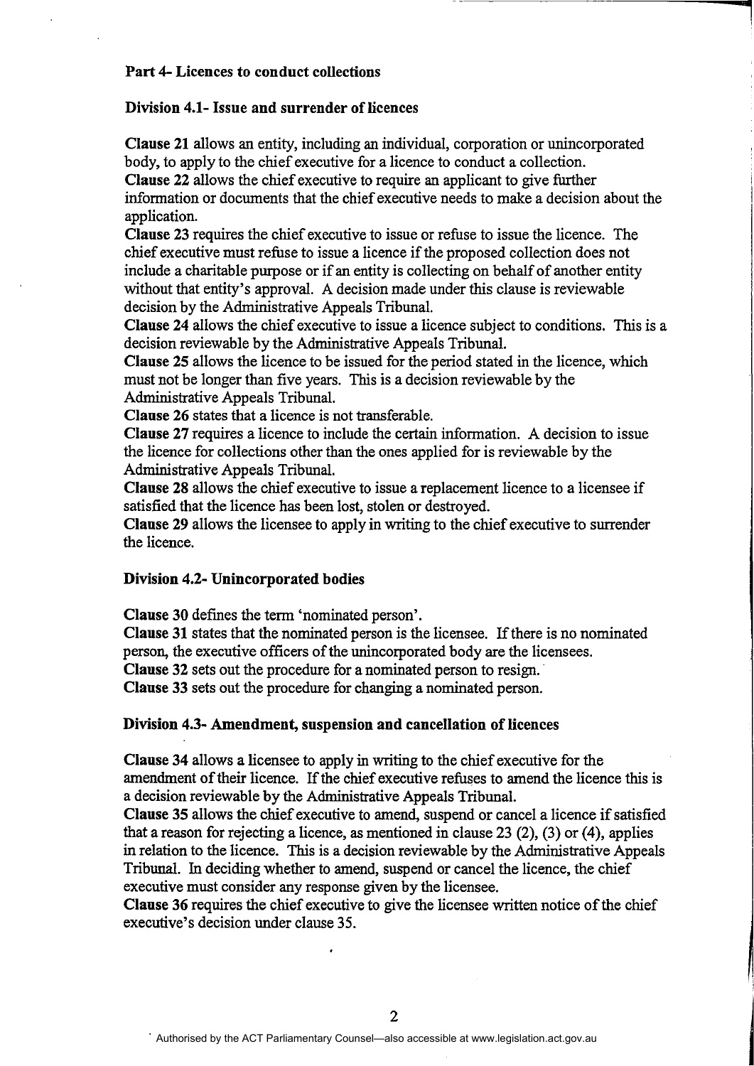**Part 4- Licences to conduct collections**

**Division 4.1- Issue and surrender of licences**

**Clause 21** allows an entity, including an individual, corporation or unincorporated body, to apply to the chief executive for a licence to conduct a collection.
**Clause 22** allows the chief executive to require an applicant to give further information or documents that the chief executive needs to make a decision about the application.
**Clause 23** requires the chief executive to issue or refuse to issue the licence. The chief executive must refuse to issue a licence if the proposed collection does not include a charitable purpose or if an entity is collecting on behalf of another entity without that entity's approval. A decision made under this clause is reviewable decision by the Administrative Appeals Tribunal.
**Clause 24** allows the chief executive to issue a licence subject to conditions. This is a decision reviewable by the Administrative Appeals Tribunal.
**Clause 25** allows the licence to be issued for the period stated in the licence, which must not be longer than five years. This is a decision reviewable by the Administrative Appeals Tribunal.
**Clause 26** states that a licence is not transferable.
**Clause 27** requires a licence to include the certain information. A decision to issue the licence for collections other than the ones applied for is reviewable by the Administrative Appeals Tribunal.
**Clause 28** allows the chief executive to issue a replacement licence to a licensee if satisfied that the licence has been lost, stolen or destroyed.
**Clause 29** allows the licensee to apply in writing to the chief executive to surrender the licence.

**Division 4.2- Unincorporated bodies**

**Clause 30** defines the term 'nominated person'.
**Clause 31** states that the nominated person is the licensee. If there is no nominated person, the executive officers of the unincorporated body are the licensees.
**Clause 32** sets out the procedure for a nominated person to resign.
**Clause 33** sets out the procedure for changing a nominated person.

**Division 4.3- Amendment, suspension and cancellation of licences**

**Clause 34** allows a licensee to apply in writing to the chief executive for the amendment of their licence. If the chief executive refuses to amend the licence this is a decision reviewable by the Administrative Appeals Tribunal.
**Clause 35** allows the chief executive to amend, suspend or cancel a licence if satisfied that a reason for rejecting a licence, as mentioned in clause 23 (2), (3) or (4), applies in relation to the licence. This is a decision reviewable by the Administrative Appeals Tribunal. In deciding whether to amend, suspend or cancel the licence, the chief executive must consider any response given by the licensee.
**Clause 36** requires the chief executive to give the licensee written notice of the chief executive's decision under clause 35.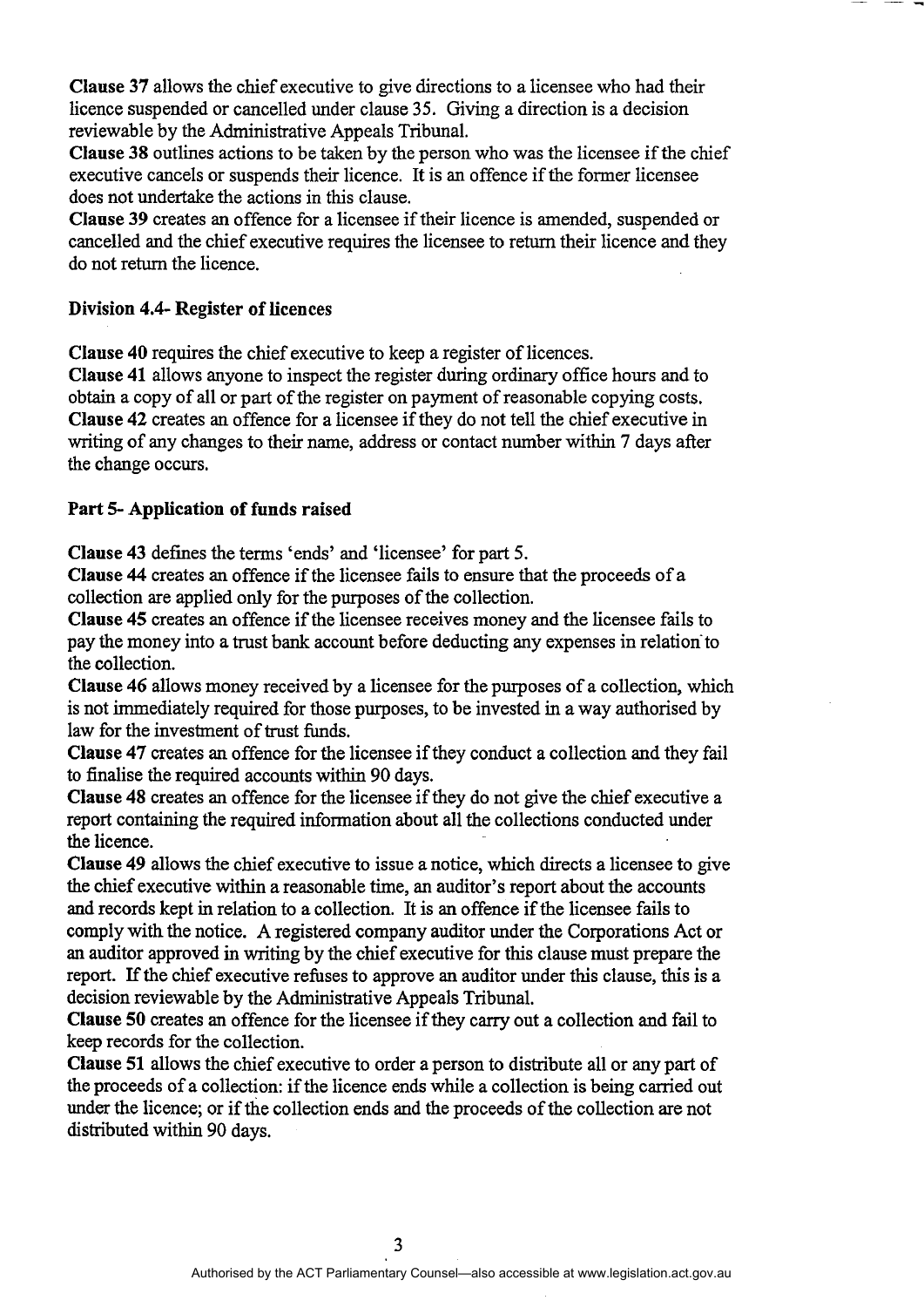**Clause 37** allows the chief executive to give directions to a licensee who had their licence suspended or cancelled under clause 35. Giving a direction is a decision reviewable by the Administrative Appeals Tribunal.
**Clause 38** outlines actions to be taken by the person who was the licensee if the chief executive cancels or suspends their licence. It is an offence if the former licensee does not undertake the actions in this clause.
**Clause 39** creates an offence for a licensee if their licence is amended, suspended or cancelled and the chief executive requires the licensee to return their licence and they do not return the licence.

**Division 4.4- Register of licences**

**Clause 40** requires the chief executive to keep a register of licences.
**Clause 41** allows anyone to inspect the register during ordinary office hours and to obtain a copy of all or part of the register on payment of reasonable copying costs.
**Clause 42** creates an offence for a licensee if they do not tell the chief executive in writing of any changes to their name, address or contact number within 7 days after the change occurs.

**Part 5- Application of funds raised**

**Clause 43** defines the terms 'ends' and 'licensee' for part 5.
**Clause 44** creates an offence if the licensee fails to ensure that the proceeds of a collection are applied only for the purposes of the collection.
**Clause 45** creates an offence if the licensee receives money and the licensee fails to pay the money into a trust bank account before deducting any expenses in relation to the collection.
**Clause 46** allows money received by a licensee for the purposes of a collection, which is not immediately required for those purposes, to be invested in a way authorised by law for the investment of trust funds.
**Clause 47** creates an offence for the licensee if they conduct a collection and they fail to finalise the required accounts within 90 days.
**Clause 48** creates an offence for the licensee if they do not give the chief executive a report containing the required information about all the collections conducted under the licence.
**Clause 49** allows the chief executive to issue a notice, which directs a licensee to give the chief executive within a reasonable time, an auditor's report about the accounts and records kept in relation to a collection. It is an offence if the licensee fails to comply with the notice. A registered company auditor under the Corporations Act or an auditor approved in writing by the chief executive for this clause must prepare the report. If the chief executive refuses to approve an auditor under this clause, this is a decision reviewable by the Administrative Appeals Tribunal.
**Clause 50** creates an offence for the licensee if they carry out a collection and fail to keep records for the collection.
**Clause 51** allows the chief executive to order a person to distribute all or any part of the proceeds of a collection: if the licence ends while a collection is being carried out under the licence; or if the collection ends and the proceeds of the collection are not distributed within 90 days.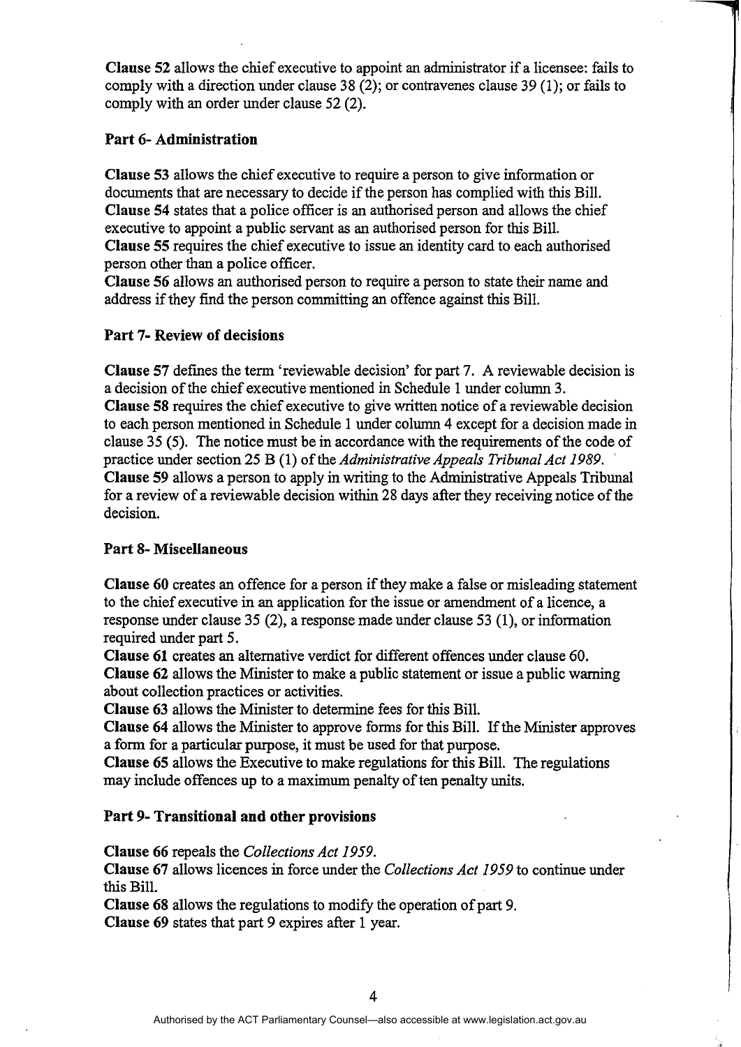**Clause 52** allows the chief executive to appoint an administrator if a licensee: fails to comply with a direction under clause 38 (2); or contravenes clause 39 (1); or fails to comply with an order under clause 52 (2).

## Part 6- Administration

**Clause 53** allows the chief executive to require a person to give information or documents that are necessary to decide if the person has complied with this Bill.
**Clause 54** states that a police officer is an authorised person and allows the chief executive to appoint a public servant as an authorised person for this Bill.
**Clause 55** requires the chief executive to issue an identity card to each authorised person other than a police officer.
**Clause 56** allows an authorised person to require a person to state their name and address if they find the person committing an offence against this Bill.

## Part 7- Review of decisions

**Clause 57** defines the term 'reviewable decision' for part 7. A reviewable decision is a decision of the chief executive mentioned in Schedule 1 under column 3.
**Clause 58** requires the chief executive to give written notice of a reviewable decision to each person mentioned in Schedule 1 under column 4 except for a decision made in clause 35 (5). The notice must be in accordance with the requirements of the code of practice under section 25 B (1) of the *Administrative Appeals Tribunal Act 1989*.
**Clause 59** allows a person to apply in writing to the Administrative Appeals Tribunal for a review of a reviewable decision within 28 days after they receiving notice of the decision.

## Part 8- Miscellaneous

**Clause 60** creates an offence for a person if they make a false or misleading statement to the chief executive in an application for the issue or amendment of a licence, a response under clause 35 (2), a response made under clause 53 (1), or information required under part 5.
**Clause 61** creates an alternative verdict for different offences under clause 60.
**Clause 62** allows the Minister to make a public statement or issue a public warning about collection practices or activities.
**Clause 63** allows the Minister to determine fees for this Bill.
**Clause 64** allows the Minister to approve forms for this Bill. If the Minister approves a form for a particular purpose, it must be used for that purpose.
**Clause 65** allows the Executive to make regulations for this Bill. The regulations may include offences up to a maximum penalty of ten penalty units.

## Part 9- Transitional and other provisions

**Clause 66** repeals the *Collections Act 1959*.
**Clause 67** allows licences in force under the *Collections Act 1959* to continue under this Bill.
**Clause 68** allows the regulations to modify the operation of part 9.
**Clause 69** states that part 9 expires after 1 year.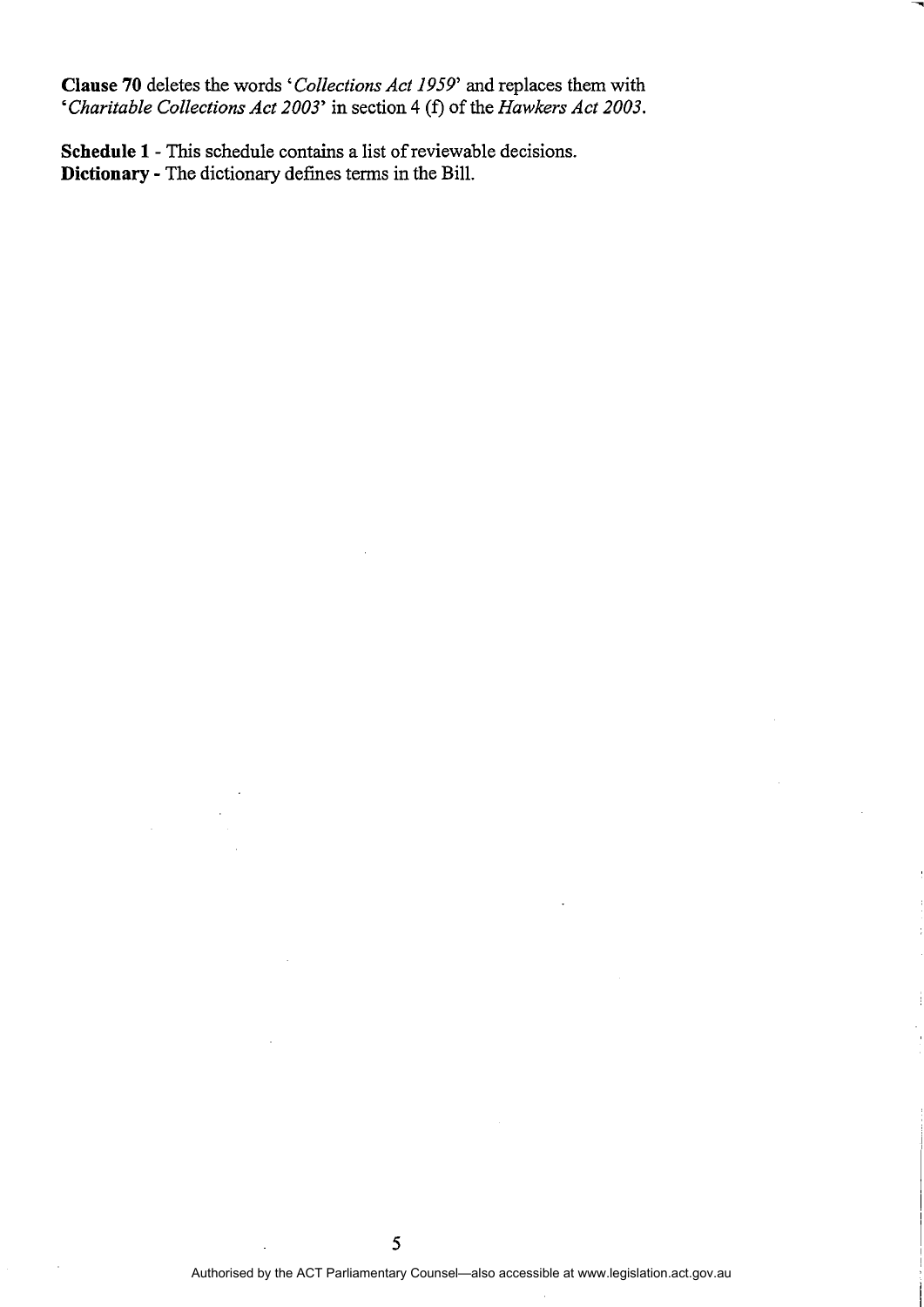**Clause 70** deletes the words '*Collections Act 1959*' and replaces them with '*Charitable Collections Act 2003*' in section 4 (f) of the *Hawkers Act 2003*.

**Schedule 1** - This schedule contains a list of reviewable decisions.
**Dictionary** - The dictionary defines terms in the Bill.